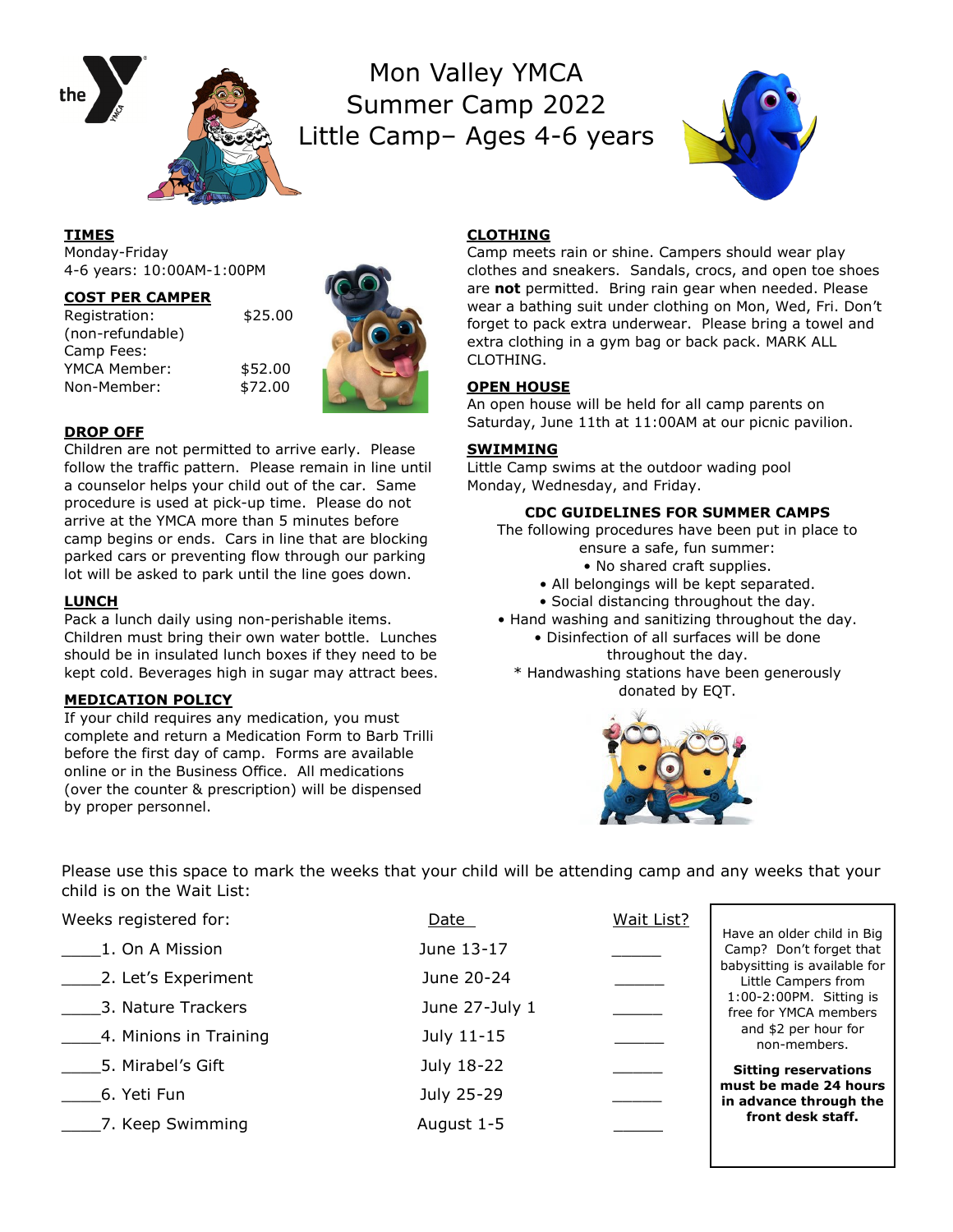# Mon Valley YMCA
# Summer Camp 2022
# Little Camp– Ages 4-6 years

**TIMES**

Monday-Friday
4-6 years: 10:00AM-1:00PM

**COST PER CAMPER**

| | |
|---|---|
| Registration: (non-refundable) | $25.00 |
| Camp Fees: | |
| YMCA Member: | $52.00 |
| Non-Member: | $72.00 |

**DROP OFF**

Children are not permitted to arrive early. Please follow the traffic pattern. Please remain in line until a counselor helps your child out of the car. Same procedure is used at pick-up time. Please do not arrive at the YMCA more than 5 minutes before camp begins or ends. Cars in line that are blocking parked cars or preventing flow through our parking lot will be asked to park until the line goes down.

**LUNCH**

Pack a lunch daily using non-perishable items. Children must bring their own water bottle. Lunches should be in insulated lunch boxes if they need to be kept cold. Beverages high in sugar may attract bees.

**MEDICATION POLICY**

If your child requires any medication, you must complete and return a Medication Form to Barb Trilli before the first day of camp. Forms are available online or in the Business Office. All medications (over the counter & prescription) will be dispensed by proper personnel.

**CLOTHING**

Camp meets rain or shine. Campers should wear play clothes and sneakers. Sandals, crocs, and open toe shoes are **not** permitted. Bring rain gear when needed. Please wear a bathing suit under clothing on Mon, Wed, Fri. Don't forget to pack extra underwear. Please bring a towel and extra clothing in a gym bag or back pack. MARK ALL CLOTHING.

**OPEN HOUSE**

An open house will be held for all camp parents on Saturday, June 11th at 11:00AM at our picnic pavilion.

**SWIMMING**

Little Camp swims at the outdoor wading pool Monday, Wednesday, and Friday.

**CDC GUIDELINES FOR SUMMER CAMPS**

The following procedures have been put in place to ensure a safe, fun summer:

- No shared craft supplies.
- All belongings will be kept separated.
- Social distancing throughout the day.
- Hand washing and sanitizing throughout the day.
- Disinfection of all surfaces will be done throughout the day.

\* Handwashing stations have been generously donated by EQT.

Please use this space to mark the weeks that your child will be attending camp and any weeks that your child is on the Wait List:

| Weeks registered for: | Date | Wait List? |
|---|---|---|
| ____1. On A Mission | June 13-17 | ______ |
| ____2. Let's Experiment | June 20-24 | ______ |
| ____3. Nature Trackers | June 27-July 1 | ______ |
| ____4. Minions in Training | July 11-15 | ______ |
| ____5. Mirabel's Gift | July 18-22 | ______ |
| ____6. Yeti Fun | July 25-29 | ______ |
| ____7. Keep Swimming | August 1-5 | ______ |

Have an older child in Big Camp? Don't forget that babysitting is available for Little Campers from 1:00-2:00PM. Sitting is free for YMCA members and $2 per hour for non-members.

**Sitting reservations must be made 24 hours in advance through the front desk staff.**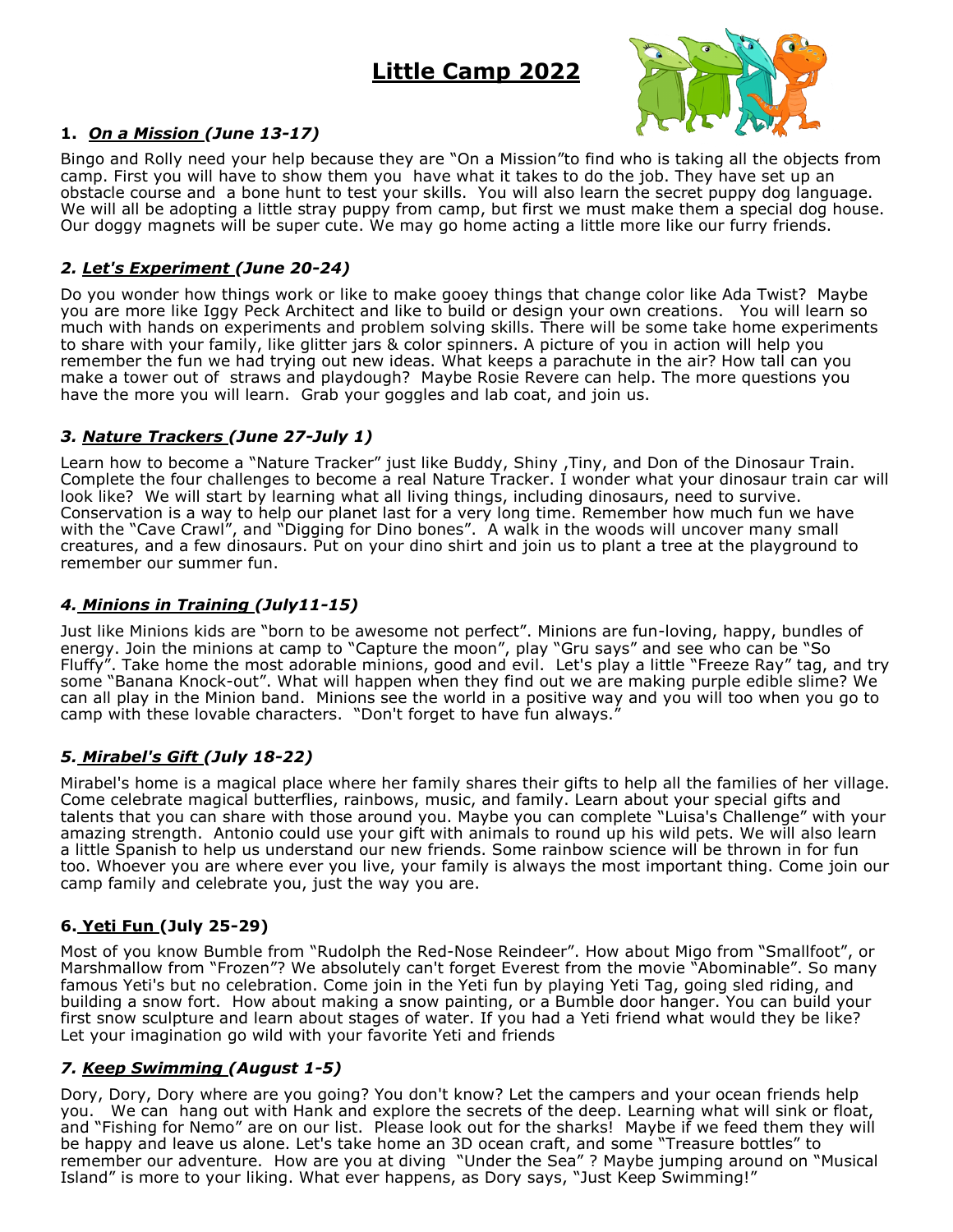# Little Camp 2022

### 1. *On a Mission (June 13-17)*

Bingo and Rolly need your help because they are "On a Mission"to find who is taking all the objects from camp. First you will have to show them you have what it takes to do the job. They have set up an obstacle course and a bone hunt to test your skills. You will also learn the secret puppy dog language. We will all be adopting a little stray puppy from camp, but first we must make them a special dog house. Our doggy magnets will be super cute. We may go home acting a little more like our furry friends.

### *2. Let's Experiment (June 20-24)*

Do you wonder how things work or like to make gooey things that change color like Ada Twist? Maybe you are more like Iggy Peck Architect and like to build or design your own creations. You will learn so much with hands on experiments and problem solving skills. There will be some take home experiments to share with your family, like glitter jars & color spinners. A picture of you in action will help you remember the fun we had trying out new ideas. What keeps a parachute in the air? How tall can you make a tower out of straws and playdough? Maybe Rosie Revere can help. The more questions you have the more you will learn. Grab your goggles and lab coat, and join us.

### *3. Nature Trackers (June 27-July 1)*

Learn how to become a "Nature Tracker" just like Buddy, Shiny ,Tiny, and Don of the Dinosaur Train. Complete the four challenges to become a real Nature Tracker. I wonder what your dinosaur train car will look like? We will start by learning what all living things, including dinosaurs, need to survive. Conservation is a way to help our planet last for a very long time. Remember how much fun we have with the "Cave Crawl", and "Digging for Dino bones". A walk in the woods will uncover many small creatures, and a few dinosaurs. Put on your dino shirt and join us to plant a tree at the playground to remember our summer fun.

### *4. Minions in Training (July11-15)*

Just like Minions kids are "born to be awesome not perfect". Minions are fun-loving, happy, bundles of energy. Join the minions at camp to "Capture the moon", play "Gru says" and see who can be "So Fluffy". Take home the most adorable minions, good and evil. Let's play a little "Freeze Ray" tag, and try some "Banana Knock-out". What will happen when they find out we are making purple edible slime? We can all play in the Minion band. Minions see the world in a positive way and you will too when you go to camp with these lovable characters. "Don't forget to have fun always."

### *5. Mirabel's Gift (July 18-22)*

Mirabel's home is a magical place where her family shares their gifts to help all the families of her village. Come celebrate magical butterflies, rainbows, music, and family. Learn about your special gifts and talents that you can share with those around you. Maybe you can complete "Luisa's Challenge" with your amazing strength. Antonio could use your gift with animals to round up his wild pets. We will also learn a little Spanish to help us understand our new friends. Some rainbow science will be thrown in for fun too. Whoever you are where ever you live, your family is always the most important thing. Come join our camp family and celebrate you, just the way you are.

### 6. Yeti Fun (July 25-29)

Most of you know Bumble from "Rudolph the Red-Nose Reindeer". How about Migo from "Smallfoot", or Marshmallow from "Frozen"? We absolutely can't forget Everest from the movie "Abominable". So many famous Yeti's but no celebration. Come join in the Yeti fun by playing Yeti Tag, going sled riding, and building a snow fort. How about making a snow painting, or a Bumble door hanger. You can build your first snow sculpture and learn about stages of water. If you had a Yeti friend what would they be like? Let your imagination go wild with your favorite Yeti and friends

### *7. Keep Swimming (August 1-5)*

Dory, Dory, Dory where are you going? You don't know? Let the campers and your ocean friends help you. We can hang out with Hank and explore the secrets of the deep. Learning what will sink or float, and "Fishing for Nemo" are on our list. Please look out for the sharks! Maybe if we feed them they will be happy and leave us alone. Let's take home an 3D ocean craft, and some "Treasure bottles" to remember our adventure. How are you at diving "Under the Sea" ? Maybe jumping around on "Musical Island" is more to your liking. What ever happens, as Dory says, "Just Keep Swimming!"